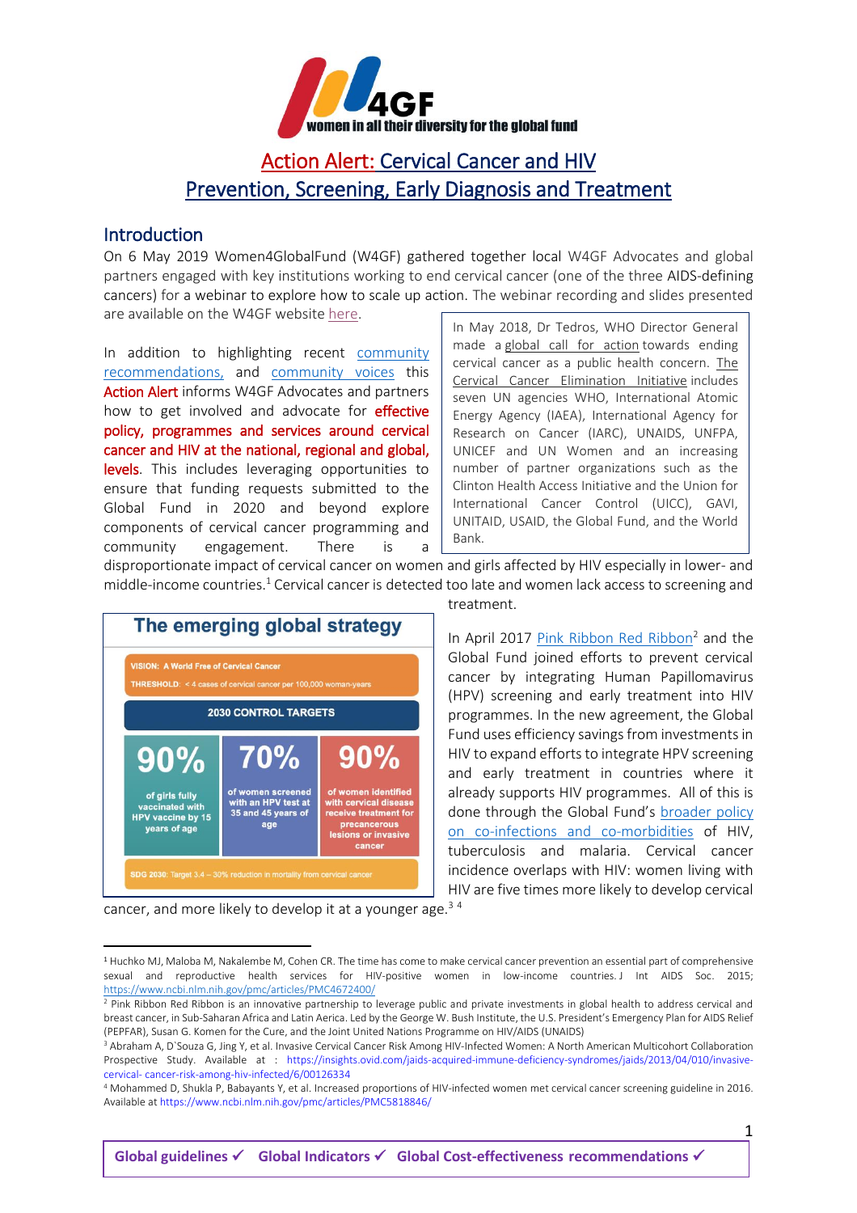**W4GF women in all their diversity for the global fund**

# Action Alert: Cervical Cancer and HIV Prevention, Screening, Early Diagnosis and Treatment

## Introduction

On 6 May 2019 Women4GlobalFund (W4GF) gathered together local W4GF Advocates and global partners engaged with key institutions working to end cervical cancer (one of the three AIDS-defining cancers) for a webinar to explore how to scale up action. The webinar recording and slides presented are available on the W4GF website here.

In addition to highlighting recent community recommendations, and community voices this **Action Alert** informs W4GF Advocates and partners how to get involved and advocate for **effective policy, programmes and services around cervical cancer and HIV at the national, regional and global, levels**. This includes leveraging opportunities to ensure that funding requests submitted to the Global Fund in 2020 and beyond explore components of cervical cancer programming and community engagement. There is a disproportionate impact of cervical cancer on women and girls affected by HIV especially in lower- and middle-income countries.[1] Cervical cancer is detected too late and women lack access to screening and treatment.

> In May 2018, Dr Tedros, WHO Director General made a global call for action towards ending cervical cancer as a public health concern. The Cervical Cancer Elimination Initiative includes seven UN agencies WHO, International Atomic Energy Agency (IAEA), International Agency for Research on Cancer (IARC), UNAIDS, UNFPA, UNICEF and UN Women and an increasing number of partner organizations such as the Clinton Health Access Initiative and the Union for International Cancer Control (UICC), GAVI, UNITAID, USAID, the Global Fund, and the World Bank.

**The emerging global strategy**

VISION: A World Free of Cervical Cancer

THRESHOLD: < 4 cases of cervical cancer per 100,000 woman-years

2030 CONTROL TARGETS

| 90% | 70% | 90% |
|---|---|---|
| of girls fully vaccinated with HPV vaccine by 15 years of age | of women screened with an HPV test at 35 and 45 years of age | of women identified with cervical disease receive treatment for precancerous lesions or invasive cancer |

SDG 2030: Target 3.4 – 30% reduction in mortality from cervical cancer

In April 2017 Pink Ribbon Red Ribbon[2] and the Global Fund joined efforts to prevent cervical cancer by integrating Human Papillomavirus (HPV) screening and early treatment into HIV programmes. In the new agreement, the Global Fund uses efficiency savings from investments in HIV to expand efforts to integrate HPV screening and early treatment in countries where it already supports HIV programmes. All of this is done through the Global Fund's broader policy on co-infections and co-morbidities of HIV, tuberculosis and malaria. Cervical cancer incidence overlaps with HIV: women living with HIV are five times more likely to develop cervical cancer, and more likely to develop it at a younger age.[3] [4]

---

[1] Huchko MJ, Maloba M, Nakalembe M, Cohen CR. The time has come to make cervical cancer prevention an essential part of comprehensive sexual and reproductive health services for HIV-positive women in low-income countries. J Int AIDS Soc. 2015; https://www.ncbi.nlm.nih.gov/pmc/articles/PMC4672400/

[2] Pink Ribbon Red Ribbon is an innovative partnership to leverage public and private investments in global health to address cervical and breast cancer, in Sub-Saharan Africa and Latin Aerica. Led by the George W. Bush Institute, the U.S. President's Emergency Plan for AIDS Relief (PEPFAR), Susan G. Komen for the Cure, and the Joint United Nations Programme on HIV/AIDS (UNAIDS)

[3] Abraham A, D`Souza G, Jing Y, et al. Invasive Cervical Cancer Risk Among HIV-Infected Women: A North American Multicohort Collaboration Prospective Study. Available at : https://insights.ovid.com/jaids-acquired-immune-deficiency-syndromes/jaids/2013/04/010/invasive-cervical- cancer-risk-among-hiv-infected/6/00126334

[4] Mohammed D, Shukla P, Babayants Y, et al. Increased proportions of HIV-infected women met cervical cancer screening guideline in 2016. Available at https://www.ncbi.nlm.nih.gov/pmc/articles/PMC5818846/

**Global guidelines ✓ Global Indicators ✓ Global Cost-effectiveness recommendations ✓**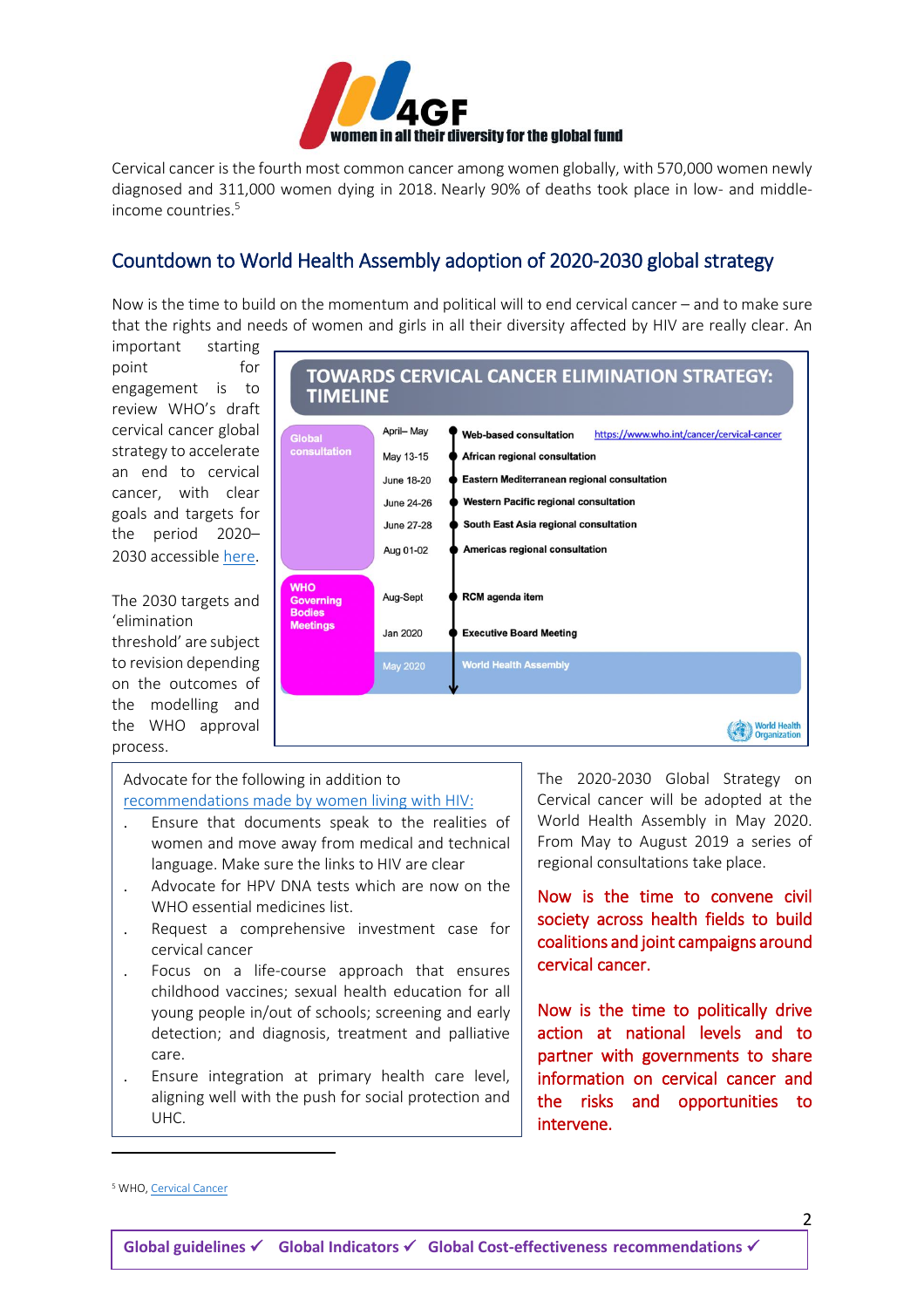Cervical cancer is the fourth most common cancer among women globally, with 570,000 women newly diagnosed and 311,000 women dying in 2018. Nearly 90% of deaths took place in low- and middle-income countries.[5]

## Countdown to World Health Assembly adoption of 2020-2030 global strategy

Now is the time to build on the momentum and political will to end cervical cancer – and to make sure that the rights and needs of women and girls in all their diversity affected by HIV are really clear. An important starting point for engagement is to review WHO's draft cervical cancer global strategy to accelerate an end to cervical cancer, with clear goals and targets for the period 2020–2030 accessible [here](#).

The 2030 targets and 'elimination threshold' are subject to revision depending on the outcomes of the modelling and the WHO approval process.

**TOWARDS CERVICAL CANCER ELIMINATION STRATEGY: TIMELINE**

| Phase | Date | Event |
| --- | --- | --- |
| Global consultation | April– May | Web-based consultation https://www.who.int/cancer/cervical-cancer |
| | May 13-15 | African regional consultation |
| | June 18-20 | Eastern Mediterranean regional consultation |
| | June 24-26 | Western Pacific regional consultation |
| | June 27-28 | South East Asia regional consultation |
| | Aug 01-02 | Americas regional consultation |
| WHO Governing Bodies Meetings | Aug-Sept | RCM agenda item |
| | Jan 2020 | Executive Board Meeting |
| | May 2020 | World Health Assembly |

World Health Organization

Advocate for the following in addition to [recommendations made by women living with HIV:](#)

- Ensure that documents speak to the realities of women and move away from medical and technical language. Make sure the links to HIV are clear
- Advocate for HPV DNA tests which are now on the WHO essential medicines list.
- Request a comprehensive investment case for cervical cancer
- Focus on a life-course approach that ensures childhood vaccines; sexual health education for all young people in/out of schools; screening and early detection; and diagnosis, treatment and palliative care.
- Ensure integration at primary health care level, aligning well with the push for social protection and UHC.

The 2020-2030 Global Strategy on Cervical cancer will be adopted at the World Health Assembly in May 2020. From May to August 2019 a series of regional consultations take place.

**Now is the time to convene civil society across health fields to build coalitions and joint campaigns around cervical cancer.**

**Now is the time to politically drive action at national levels and to partner with governments to share information on cervical cancer and the risks and opportunities to intervene.**

[5] WHO, [Cervical Cancer](#)

**Global guidelines ✓ Global Indicators ✓ Global Cost-effectiveness recommendations ✓**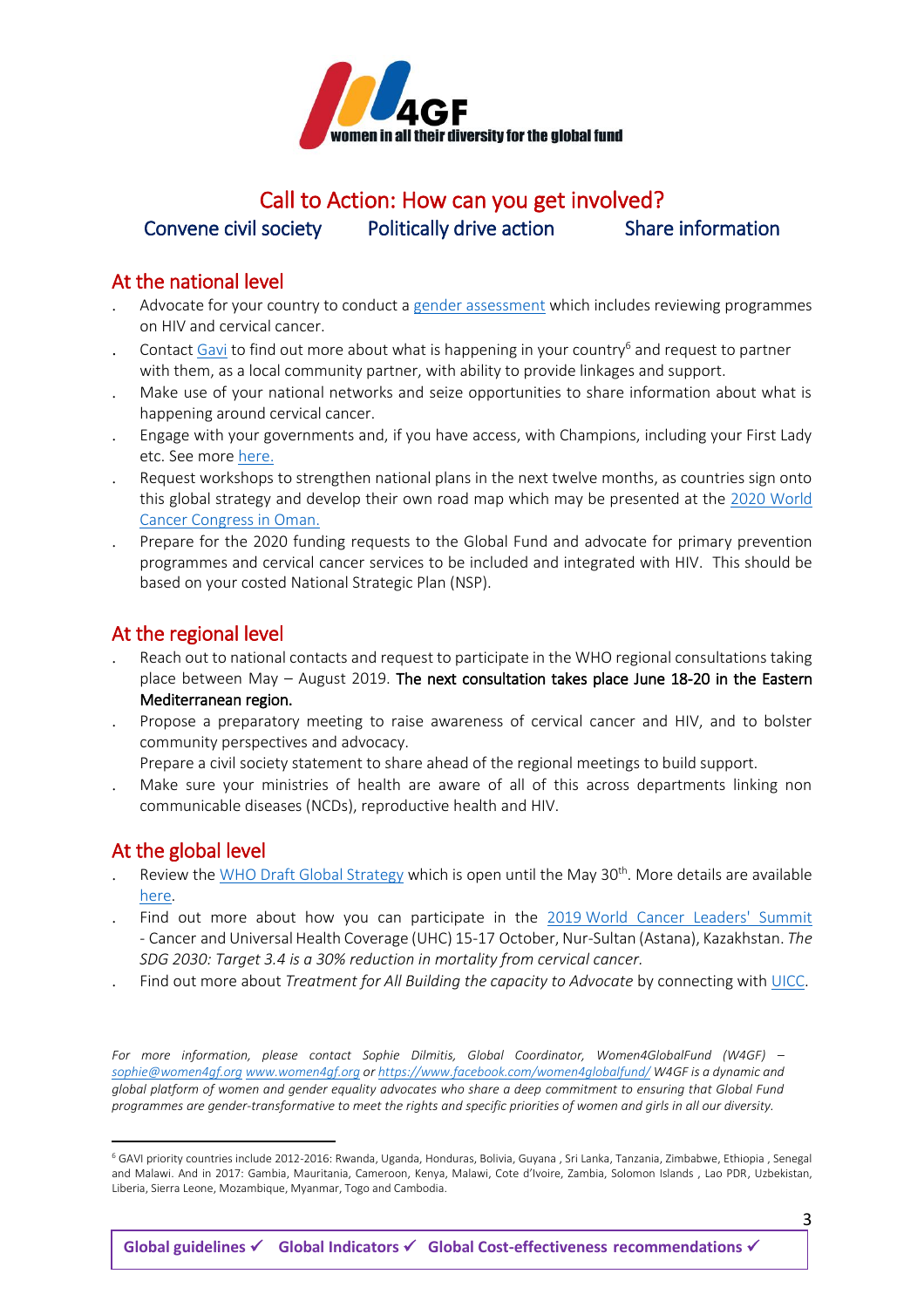# Call to Action: How can you get involved?

Convene civil society | Politically drive action | Share information

## At the national level

- Advocate for your country to conduct a gender assessment which includes reviewing programmes on HIV and cervical cancer.
- Contact Gavi to find out more about what is happening in your country[6] and request to partner with them, as a local community partner, with ability to provide linkages and support.
- Make use of your national networks and seize opportunities to share information about what is happening around cervical cancer.
- Engage with your governments and, if you have access, with Champions, including your First Lady etc. See more here.
- Request workshops to strengthen national plans in the next twelve months, as countries sign onto this global strategy and develop their own road map which may be presented at the 2020 World Cancer Congress in Oman.
- Prepare for the 2020 funding requests to the Global Fund and advocate for primary prevention programmes and cervical cancer services to be included and integrated with HIV. This should be based on your costed National Strategic Plan (NSP).

## At the regional level

- Reach out to national contacts and request to participate in the WHO regional consultations taking place between May – August 2019. **The next consultation takes place June 18-20 in the Eastern Mediterranean region.**
- Propose a preparatory meeting to raise awareness of cervical cancer and HIV, and to bolster community perspectives and advocacy.
  Prepare a civil society statement to share ahead of the regional meetings to build support.
- Make sure your ministries of health are aware of all of this across departments linking non communicable diseases (NCDs), reproductive health and HIV.

## At the global level

- Review the WHO Draft Global Strategy which is open until the May 30th. More details are available here.
- Find out more about how you can participate in the 2019 World Cancer Leaders' Summit - Cancer and Universal Health Coverage (UHC) 15-17 October, Nur-Sultan (Astana), Kazakhstan. *The SDG 2030: Target 3.4 is a 30% reduction in mortality from cervical cancer.*
- Find out more about *Treatment for All Building the capacity to Advocate* by connecting with UICC.

*For more information, please contact Sophie Dilmitis, Global Coordinator, Women4GlobalFund (W4GF) – sophie@women4gf.org www.women4gf.org or https://www.facebook.com/women4globalfund/ W4GF is a dynamic and global platform of women and gender equality advocates who share a deep commitment to ensuring that Global Fund programmes are gender-transformative to meet the rights and specific priorities of women and girls in all our diversity.*

[6] GAVI priority countries include 2012-2016: Rwanda, Uganda, Honduras, Bolivia, Guyana , Sri Lanka, Tanzania, Zimbabwe, Ethiopia , Senegal and Malawi. And in 2017: Gambia, Mauritania, Cameroon, Kenya, Malawi, Cote d'Ivoire, Zambia, Solomon Islands , Lao PDR, Uzbekistan, Liberia, Sierra Leone, Mozambique, Myanmar, Togo and Cambodia.

**Global guidelines ✓ Global Indicators ✓ Global Cost-effectiveness recommendations ✓**